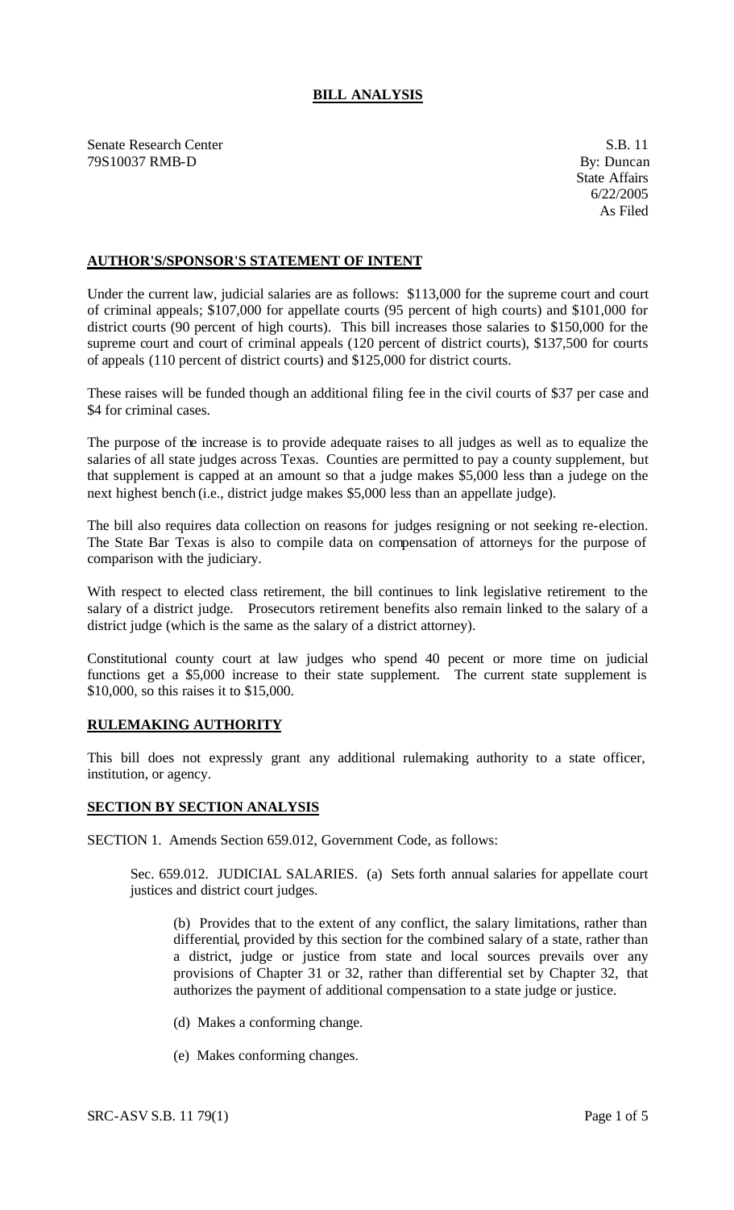# **BILL ANALYSIS**

Senate Research Center
79S10037 RMB-D

S.B. 11
By: Duncan
State Affairs
6/22/2005
As Filed

## **AUTHOR'S/SPONSOR'S STATEMENT OF INTENT**

Under the current law, judicial salaries are as follows: $113,000 for the supreme court and court of criminal appeals; $107,000 for appellate courts (95 percent of high courts) and $101,000 for district courts (90 percent of high courts). This bill increases those salaries to $150,000 for the supreme court and court of criminal appeals (120 percent of district courts), $137,500 for courts of appeals (110 percent of district courts) and $125,000 for district courts.

These raises will be funded though an additional filing fee in the civil courts of $37 per case and $4 for criminal cases.

The purpose of the increase is to provide adequate raises to all judges as well as to equalize the salaries of all state judges across Texas. Counties are permitted to pay a county supplement, but that supplement is capped at an amount so that a judge makes $5,000 less than a judege on the next highest bench (i.e., district judge makes $5,000 less than an appellate judge).

The bill also requires data collection on reasons for judges resigning or not seeking re-election. The State Bar Texas is also to compile data on compensation of attorneys for the purpose of comparison with the judiciary.

With respect to elected class retirement, the bill continues to link legislative retirement to the salary of a district judge. Prosecutors retirement benefits also remain linked to the salary of a district judge (which is the same as the salary of a district attorney).

Constitutional county court at law judges who spend 40 pecent or more time on judicial functions get a $5,000 increase to their state supplement. The current state supplement is $10,000, so this raises it to $15,000.

## **RULEMAKING AUTHORITY**

This bill does not expressly grant any additional rulemaking authority to a state officer, institution, or agency.

## **SECTION BY SECTION ANALYSIS**

SECTION 1. Amends Section 659.012, Government Code, as follows:

Sec. 659.012. JUDICIAL SALARIES. (a) Sets forth annual salaries for appellate court justices and district court judges.

(b) Provides that to the extent of any conflict, the salary limitations, rather than differential, provided by this section for the combined salary of a state, rather than a district, judge or justice from state and local sources prevails over any provisions of Chapter 31 or 32, rather than differential set by Chapter 32, that authorizes the payment of additional compensation to a state judge or justice.

(d) Makes a conforming change.

(e) Makes conforming changes.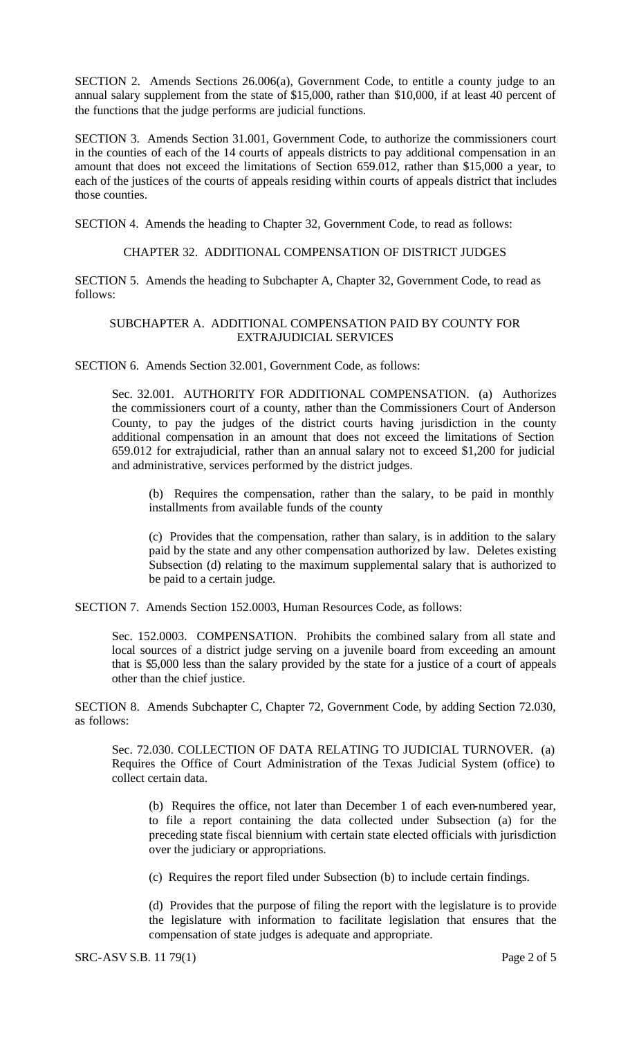SECTION 2. Amends Sections 26.006(a), Government Code, to entitle a county judge to an annual salary supplement from the state of $15,000, rather than $10,000, if at least 40 percent of the functions that the judge performs are judicial functions.

SECTION 3. Amends Section 31.001, Government Code, to authorize the commissioners court in the counties of each of the 14 courts of appeals districts to pay additional compensation in an amount that does not exceed the limitations of Section 659.012, rather than $15,000 a year, to each of the justices of the courts of appeals residing within courts of appeals district that includes those counties.

SECTION 4. Amends the heading to Chapter 32, Government Code, to read as follows:

CHAPTER 32. ADDITIONAL COMPENSATION OF DISTRICT JUDGES

SECTION 5. Amends the heading to Subchapter A, Chapter 32, Government Code, to read as follows:

SUBCHAPTER A. ADDITIONAL COMPENSATION PAID BY COUNTY FOR EXTRAJUDICIAL SERVICES

SECTION 6. Amends Section 32.001, Government Code, as follows:

Sec. 32.001. AUTHORITY FOR ADDITIONAL COMPENSATION. (a) Authorizes the commissioners court of a county, rather than the Commissioners Court of Anderson County, to pay the judges of the district courts having jurisdiction in the county additional compensation in an amount that does not exceed the limitations of Section 659.012 for extrajudicial, rather than an annual salary not to exceed $1,200 for judicial and administrative, services performed by the district judges.

(b) Requires the compensation, rather than the salary, to be paid in monthly installments from available funds of the county

(c) Provides that the compensation, rather than salary, is in addition to the salary paid by the state and any other compensation authorized by law. Deletes existing Subsection (d) relating to the maximum supplemental salary that is authorized to be paid to a certain judge.

SECTION 7. Amends Section 152.0003, Human Resources Code, as follows:

Sec. 152.0003. COMPENSATION. Prohibits the combined salary from all state and local sources of a district judge serving on a juvenile board from exceeding an amount that is $5,000 less than the salary provided by the state for a justice of a court of appeals other than the chief justice.

SECTION 8. Amends Subchapter C, Chapter 72, Government Code, by adding Section 72.030, as follows:

Sec. 72.030. COLLECTION OF DATA RELATING TO JUDICIAL TURNOVER. (a) Requires the Office of Court Administration of the Texas Judicial System (office) to collect certain data.

(b) Requires the office, not later than December 1 of each even-numbered year, to file a report containing the data collected under Subsection (a) for the preceding state fiscal biennium with certain state elected officials with jurisdiction over the judiciary or appropriations.

(c) Requires the report filed under Subsection (b) to include certain findings.

(d) Provides that the purpose of filing the report with the legislature is to provide the legislature with information to facilitate legislation that ensures that the compensation of state judges is adequate and appropriate.

SRC-ASV S.B. 11 79(1)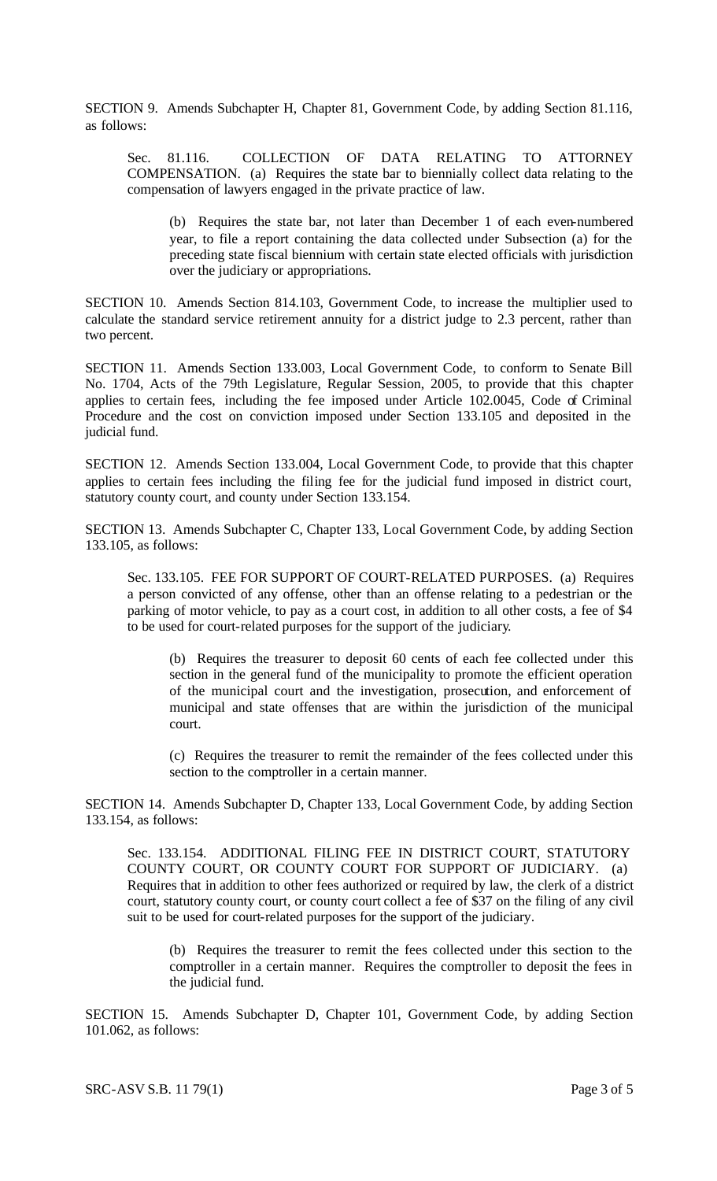SECTION 9. Amends Subchapter H, Chapter 81, Government Code, by adding Section 81.116, as follows:

Sec. 81.116. COLLECTION OF DATA RELATING TO ATTORNEY COMPENSATION. (a) Requires the state bar to biennially collect data relating to the compensation of lawyers engaged in the private practice of law.

(b) Requires the state bar, not later than December 1 of each even-numbered year, to file a report containing the data collected under Subsection (a) for the preceding state fiscal biennium with certain state elected officials with jurisdiction over the judiciary or appropriations.

SECTION 10. Amends Section 814.103, Government Code, to increase the multiplier used to calculate the standard service retirement annuity for a district judge to 2.3 percent, rather than two percent.

SECTION 11. Amends Section 133.003, Local Government Code, to conform to Senate Bill No. 1704, Acts of the 79th Legislature, Regular Session, 2005, to provide that this chapter applies to certain fees, including the fee imposed under Article 102.0045, Code of Criminal Procedure and the cost on conviction imposed under Section 133.105 and deposited in the judicial fund.

SECTION 12. Amends Section 133.004, Local Government Code, to provide that this chapter applies to certain fees including the filing fee for the judicial fund imposed in district court, statutory county court, and county under Section 133.154.

SECTION 13. Amends Subchapter C, Chapter 133, Local Government Code, by adding Section 133.105, as follows:

Sec. 133.105. FEE FOR SUPPORT OF COURT-RELATED PURPOSES. (a) Requires a person convicted of any offense, other than an offense relating to a pedestrian or the parking of motor vehicle, to pay as a court cost, in addition to all other costs, a fee of $4 to be used for court-related purposes for the support of the judiciary.

(b) Requires the treasurer to deposit 60 cents of each fee collected under this section in the general fund of the municipality to promote the efficient operation of the municipal court and the investigation, prosecution, and enforcement of municipal and state offenses that are within the jurisdiction of the municipal court.

(c) Requires the treasurer to remit the remainder of the fees collected under this section to the comptroller in a certain manner.

SECTION 14. Amends Subchapter D, Chapter 133, Local Government Code, by adding Section 133.154, as follows:

Sec. 133.154. ADDITIONAL FILING FEE IN DISTRICT COURT, STATUTORY COUNTY COURT, OR COUNTY COURT FOR SUPPORT OF JUDICIARY. (a) Requires that in addition to other fees authorized or required by law, the clerk of a district court, statutory county court, or county court collect a fee of $37 on the filing of any civil suit to be used for court-related purposes for the support of the judiciary.

(b) Requires the treasurer to remit the fees collected under this section to the comptroller in a certain manner. Requires the comptroller to deposit the fees in the judicial fund.

SECTION 15. Amends Subchapter D, Chapter 101, Government Code, by adding Section 101.062, as follows: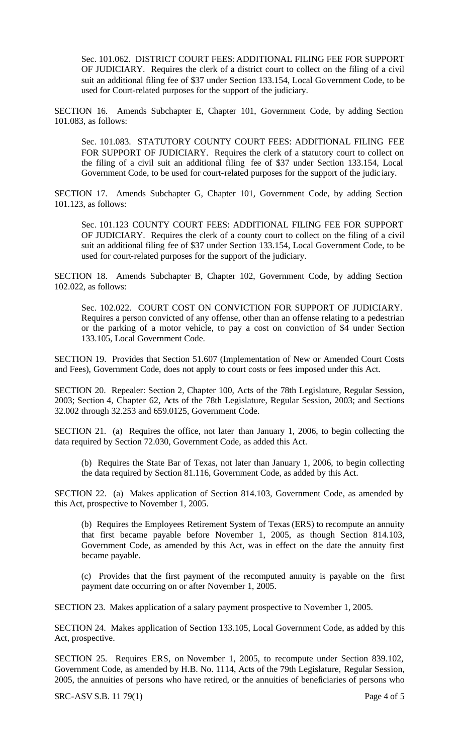Sec. 101.062. DISTRICT COURT FEES: ADDITIONAL FILING FEE FOR SUPPORT OF JUDICIARY. Requires the clerk of a district court to collect on the filing of a civil suit an additional filing fee of $37 under Section 133.154, Local Government Code, to be used for Court-related purposes for the support of the judiciary.

SECTION 16. Amends Subchapter E, Chapter 101, Government Code, by adding Section 101.083, as follows:

Sec. 101.083. STATUTORY COUNTY COURT FEES: ADDITIONAL FILING FEE FOR SUPPORT OF JUDICIARY. Requires the clerk of a statutory court to collect on the filing of a civil suit an additional filing fee of $37 under Section 133.154, Local Government Code, to be used for court-related purposes for the support of the judiciary.

SECTION 17. Amends Subchapter G, Chapter 101, Government Code, by adding Section 101.123, as follows:

Sec. 101.123 COUNTY COURT FEES: ADDITIONAL FILING FEE FOR SUPPORT OF JUDICIARY. Requires the clerk of a county court to collect on the filing of a civil suit an additional filing fee of $37 under Section 133.154, Local Government Code, to be used for court-related purposes for the support of the judiciary.

SECTION 18. Amends Subchapter B, Chapter 102, Government Code, by adding Section 102.022, as follows:

Sec. 102.022. COURT COST ON CONVICTION FOR SUPPORT OF JUDICIARY. Requires a person convicted of any offense, other than an offense relating to a pedestrian or the parking of a motor vehicle, to pay a cost on conviction of $4 under Section 133.105, Local Government Code.

SECTION 19. Provides that Section 51.607 (Implementation of New or Amended Court Costs and Fees), Government Code, does not apply to court costs or fees imposed under this Act.

SECTION 20. Repealer: Section 2, Chapter 100, Acts of the 78th Legislature, Regular Session, 2003; Section 4, Chapter 62, Acts of the 78th Legislature, Regular Session, 2003; and Sections 32.002 through 32.253 and 659.0125, Government Code.

SECTION 21. (a) Requires the office, not later than January 1, 2006, to begin collecting the data required by Section 72.030, Government Code, as added this Act.

(b) Requires the State Bar of Texas, not later than January 1, 2006, to begin collecting the data required by Section 81.116, Government Code, as added by this Act.

SECTION 22. (a) Makes application of Section 814.103, Government Code, as amended by this Act, prospective to November 1, 2005.

(b) Requires the Employees Retirement System of Texas (ERS) to recompute an annuity that first became payable before November 1, 2005, as though Section 814.103, Government Code, as amended by this Act, was in effect on the date the annuity first became payable.

(c) Provides that the first payment of the recomputed annuity is payable on the first payment date occurring on or after November 1, 2005.

SECTION 23. Makes application of a salary payment prospective to November 1, 2005.

SECTION 24. Makes application of Section 133.105, Local Government Code, as added by this Act, prospective.

SECTION 25. Requires ERS, on November 1, 2005, to recompute under Section 839.102, Government Code, as amended by H.B. No. 1114, Acts of the 79th Legislature, Regular Session, 2005, the annuities of persons who have retired, or the annuities of beneficiaries of persons who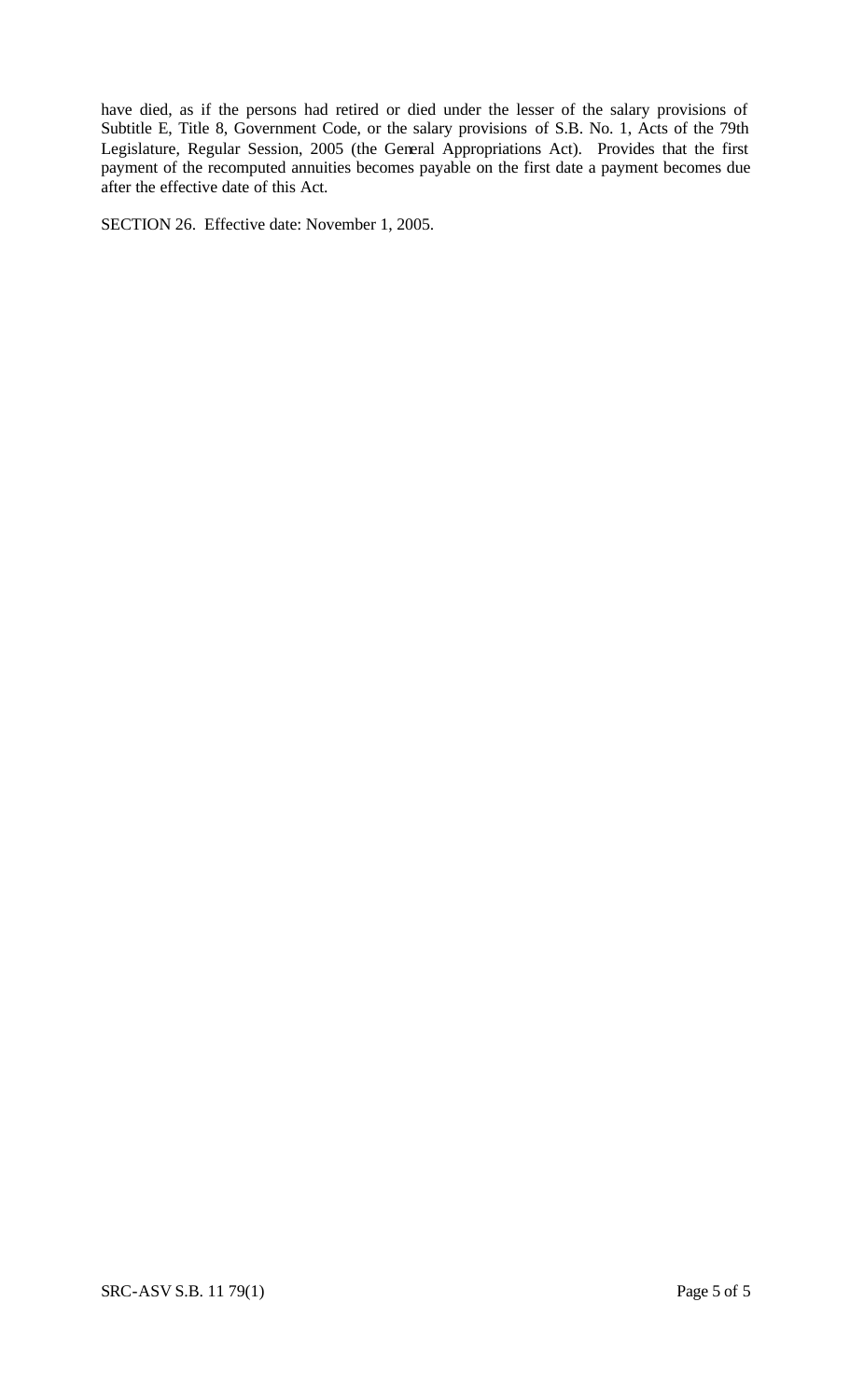have died, as if the persons had retired or died under the lesser of the salary provisions of Subtitle E, Title 8, Government Code, or the salary provisions of S.B. No. 1, Acts of the 79th Legislature, Regular Session, 2005 (the General Appropriations Act). Provides that the first payment of the recomputed annuities becomes payable on the first date a payment becomes due after the effective date of this Act.

SECTION 26. Effective date: November 1, 2005.